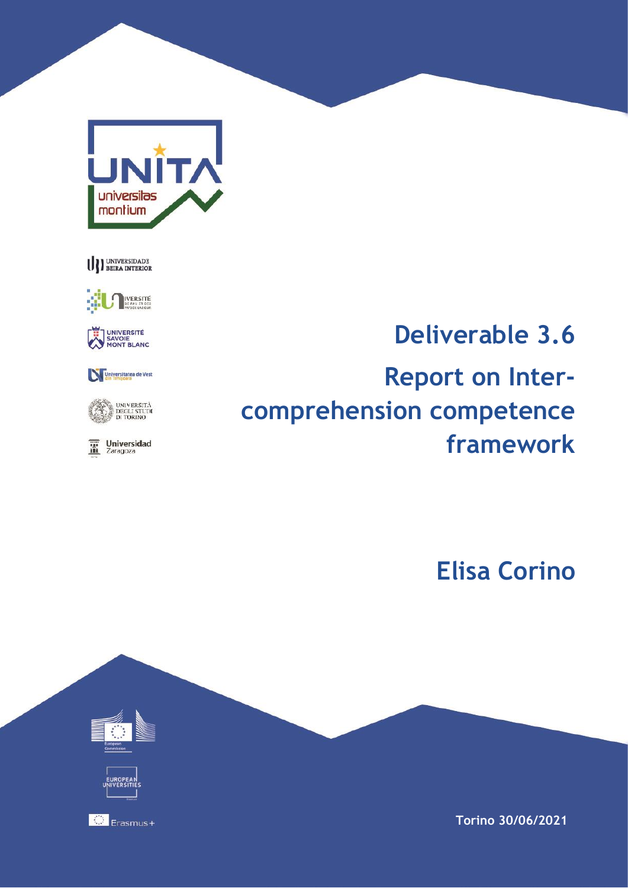UNITA universitas montium

UNIVERSIDADE BEIRA INTERIOR

UNIVERSITÉ DE PAU ET DES PAYS DE L'ADOUR

UNIVERSITÉ SAVOIE MONT BLANC

Universitatea de Vest din Timişoara

UNIVERSITÀ DEGLI STUDI DI TORINO

Universidad Zaragoza

# Deliverable 3.6

# Report on Inter-comprehension competence framework

## Elisa Corino

European Commission

EUROPEAN UNIVERSITIES

Erasmus+

**Torino 30/06/2021**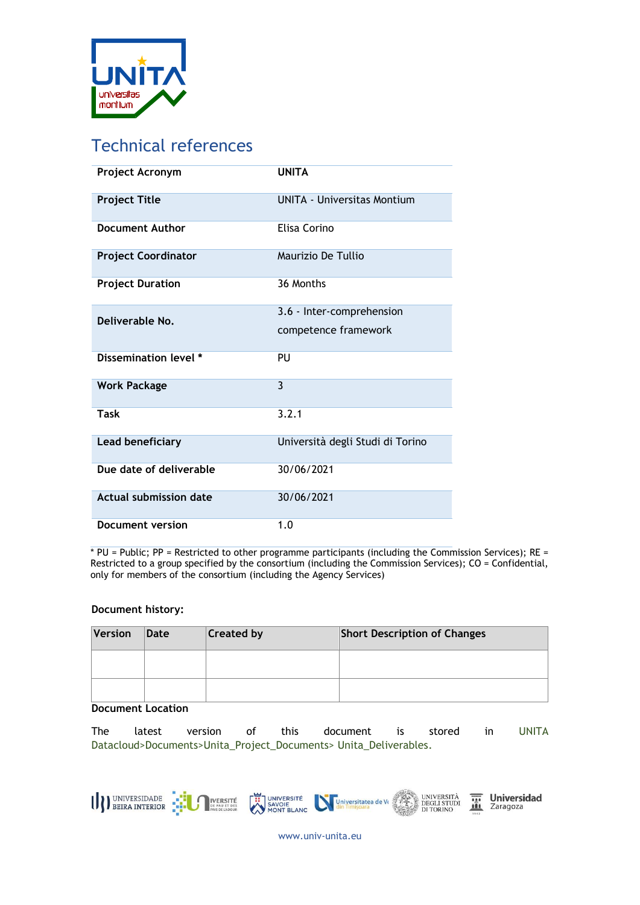## Technical references

| | |
|---|---|
| **Project Acronym** | **UNITA** |
| **Project Title** | UNITA - Universitas Montium |
| **Document Author** | Elisa Corino |
| **Project Coordinator** | Maurizio De Tullio |
| **Project Duration** | 36 Months |
| **Deliverable No.** | 3.6 - Inter-comprehension competence framework |
| **Dissemination level *** | PU |
| **Work Package** | 3 |
| **Task** | 3.2.1 |
| **Lead beneficiary** | Università degli Studi di Torino |
| **Due date of deliverable** | 30/06/2021 |
| **Actual submission date** | 30/06/2021 |
| **Document version** | 1.0 |

* PU = Public; PP = Restricted to other programme participants (including the Commission Services); RE = Restricted to a group specified by the consortium (including the Commission Services); CO = Confidential, only for members of the consortium (including the Agency Services)

**Document history:**

| Version | Date | Created by | Short Description of Changes |
|---|---|---|---|
| | | | |
| | | | |

**Document Location**

The latest version of this document is stored in UNITA Datacloud>Documents>Unita_Project_Documents> Unita_Deliverables.

www.univ-unita.eu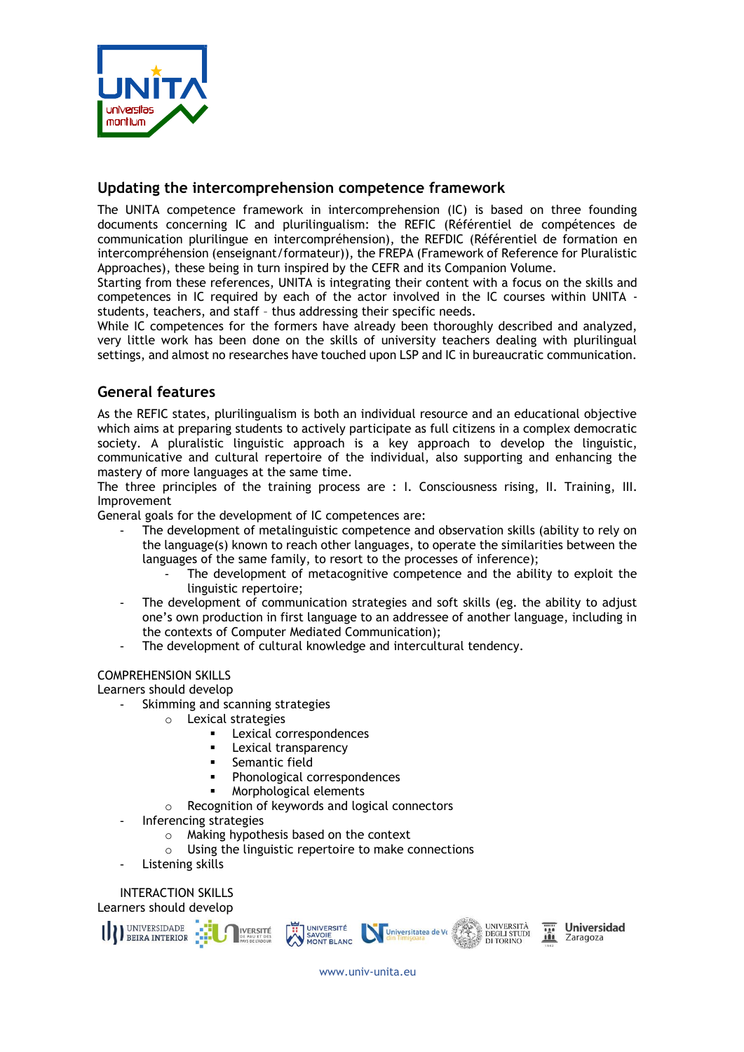## Updating the intercomprehension competence framework

The UNITA competence framework in intercomprehension (IC) is based on three founding documents concerning IC and plurilingualism: the REFIC (Référentiel de compétences de communication plurilingue en intercompréhension), the REFDIC (Référentiel de formation en intercompréhension (enseignant/formateur)), the FREPA (Framework of Reference for Pluralistic Approaches), these being in turn inspired by the CEFR and its Companion Volume.
Starting from these references, UNITA is integrating their content with a focus on the skills and competences in IC required by each of the actor involved in the IC courses within UNITA - students, teachers, and staff – thus addressing their specific needs.
While IC competences for the formers have already been thoroughly described and analyzed, very little work has been done on the skills of university teachers dealing with plurilingual settings, and almost no researches have touched upon LSP and IC in bureaucratic communication.

## General features

As the REFIC states, plurilingualism is both an individual resource and an educational objective which aims at preparing students to actively participate as full citizens in a complex democratic society. A pluralistic linguistic approach is a key approach to develop the linguistic, communicative and cultural repertoire of the individual, also supporting and enhancing the mastery of more languages at the same time.
The three principles of the training process are : I. Consciousness rising, II. Training, III. Improvement
General goals for the development of IC competences are:

- The development of metalinguistic competence and observation skills (ability to rely on the language(s) known to reach other languages, to operate the similarities between the languages of the same family, to resort to the processes of inference);
    - The development of metacognitive competence and the ability to exploit the linguistic repertoire;
- The development of communication strategies and soft skills (eg. the ability to adjust one's own production in first language to an addressee of another language, including in the contexts of Computer Mediated Communication);
- The development of cultural knowledge and intercultural tendency.

COMPREHENSION SKILLS
Learners should develop

- Skimming and scanning strategies
    - Lexical strategies
        - Lexical correspondences
        - Lexical transparency
        - Semantic field
        - Phonological correspondences
        - Morphological elements
    - Recognition of keywords and logical connectors
- Inferencing strategies
    - Making hypothesis based on the context
    - Using the linguistic repertoire to make connections
- Listening skills

INTERACTION SKILLS
Learners should develop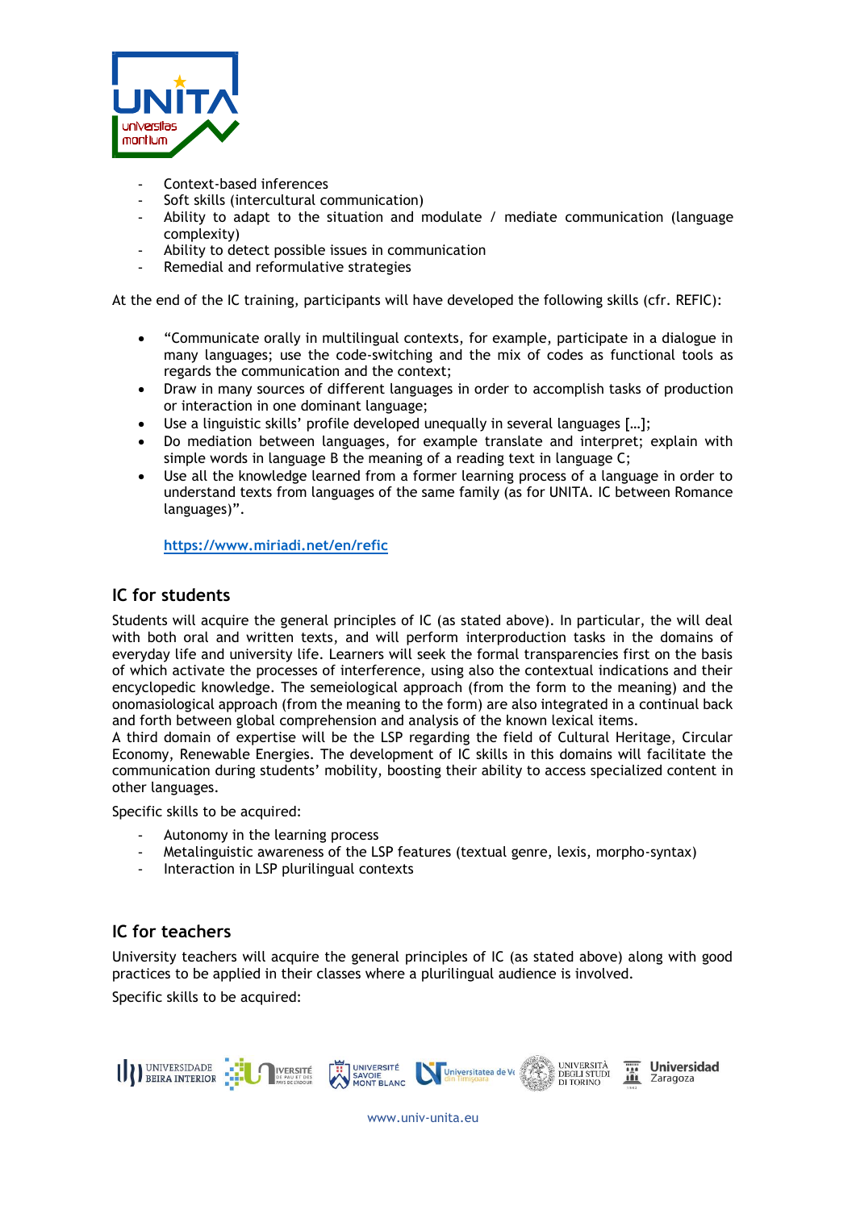- Context-based inferences
- Soft skills (intercultural communication)
- Ability to adapt to the situation and modulate / mediate communication (language complexity)
- Ability to detect possible issues in communication
- Remedial and reformulative strategies

At the end of the IC training, participants will have developed the following skills (cfr. REFIC):

- "Communicate orally in multilingual contexts, for example, participate in a dialogue in many languages; use the code-switching and the mix of codes as functional tools as regards the communication and the context;
- Draw in many sources of different languages in order to accomplish tasks of production or interaction in one dominant language;
- Use a linguistic skills' profile developed unequally in several languages […];
- Do mediation between languages, for example translate and interpret; explain with simple words in language B the meaning of a reading text in language C;
- Use all the knowledge learned from a former learning process of a language in order to understand texts from languages of the same family (as for UNITA. IC between Romance languages)".

  https://www.miriadi.net/en/refic

## IC for students

Students will acquire the general principles of IC (as stated above). In particular, the will deal with both oral and written texts, and will perform interproduction tasks in the domains of everyday life and university life. Learners will seek the formal transparencies first on the basis of which activate the processes of interference, using also the contextual indications and their encyclopedic knowledge. The semeiological approach (from the form to the meaning) and the onomasiological approach (from the meaning to the form) are also integrated in a continual back and forth between global comprehension and analysis of the known lexical items.
A third domain of expertise will be the LSP regarding the field of Cultural Heritage, Circular Economy, Renewable Energies. The development of IC skills in this domains will facilitate the communication during students' mobility, boosting their ability to access specialized content in other languages.

Specific skills to be acquired:

- Autonomy in the learning process
- Metalinguistic awareness of the LSP features (textual genre, lexis, morpho-syntax)
- Interaction in LSP plurilingual contexts

## IC for teachers

University teachers will acquire the general principles of IC (as stated above) along with good practices to be applied in their classes where a plurilingual audience is involved.

Specific skills to be acquired: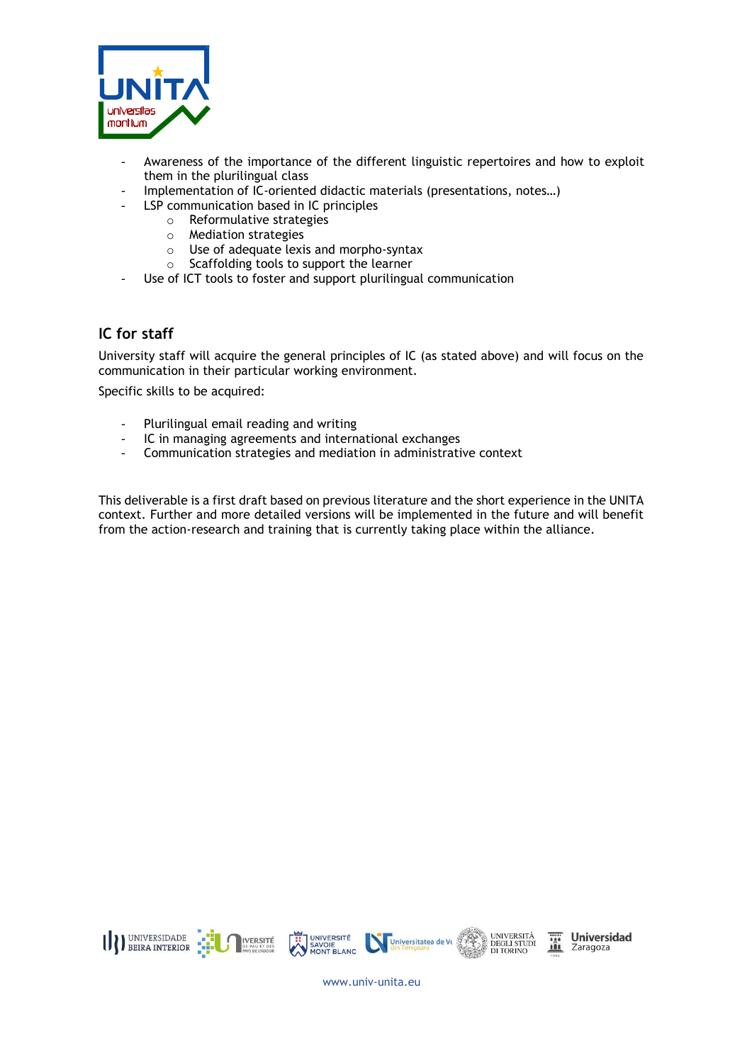- Awareness of the importance of the different linguistic repertoires and how to exploit them in the plurilingual class
- Implementation of IC-oriented didactic materials (presentations, notes…)
- LSP communication based in IC principles
    - Reformulative strategies
    - Mediation strategies
    - Use of adequate lexis and morpho-syntax
    - Scaffolding tools to support the learner
- Use of ICT tools to foster and support plurilingual communication

## IC for staff

University staff will acquire the general principles of IC (as stated above) and will focus on the communication in their particular working environment.

Specific skills to be acquired:

- Plurilingual email reading and writing
- IC in managing agreements and international exchanges
- Communication strategies and mediation in administrative context

This deliverable is a first draft based on previous literature and the short experience in the UNITA context. Further and more detailed versions will be implemented in the future and will benefit from the action-research and training that is currently taking place within the alliance.